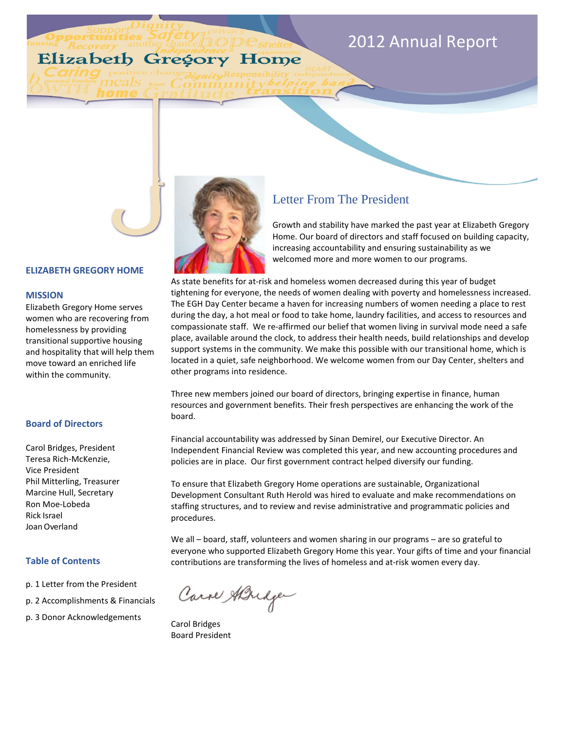# Elizabeth Gregory Home

# 2012 Annual Report

**ELIZABETH GREGORY HOME**

**MISSION**

Elizabeth Gregory Home serves women who are recovering from homelessness by providing transitional supportive housing and hospitality that will help them move toward an enriched life within the community.

**Board of Directors**

Carol Bridges, President
Teresa Rich-McKenzie, Vice President
Phil Mitterling, Treasurer
Marcine Hull, Secretary
Ron Moe-Lobeda
Rick Israel
Joan Overland

**Table of Contents**

p. 1 Letter from the President

p. 2 Accomplishments & Financials

p. 3 Donor Acknowledgements

## Letter From The President

Growth and stability have marked the past year at Elizabeth Gregory Home. Our board of directors and staff focused on building capacity, increasing accountability and ensuring sustainability as we welcomed more and more women to our programs.

As state benefits for at-risk and homeless women decreased during this year of budget tightening for everyone, the needs of women dealing with poverty and homelessness increased. The EGH Day Center became a haven for increasing numbers of women needing a place to rest during the day, a hot meal or food to take home, laundry facilities, and access to resources and compassionate staff. We re-affirmed our belief that women living in survival mode need a safe place, available around the clock, to address their health needs, build relationships and develop support systems in the community. We make this possible with our transitional home, which is located in a quiet, safe neighborhood. We welcome women from our Day Center, shelters and other programs into residence.

Three new members joined our board of directors, bringing expertise in finance, human resources and government benefits. Their fresh perspectives are enhancing the work of the board.

Financial accountability was addressed by Sinan Demirel, our Executive Director. An Independent Financial Review was completed this year, and new accounting procedures and policies are in place. Our first government contract helped diversify our funding.

To ensure that Elizabeth Gregory Home operations are sustainable, Organizational Development Consultant Ruth Herold was hired to evaluate and make recommendations on staffing structures, and to review and revise administrative and programmatic policies and procedures.

We all – board, staff, volunteers and women sharing in our programs – are so grateful to everyone who supported Elizabeth Gregory Home this year. Your gifts of time and your financial contributions are transforming the lives of homeless and at-risk women every day.

Carol Bridges
Board President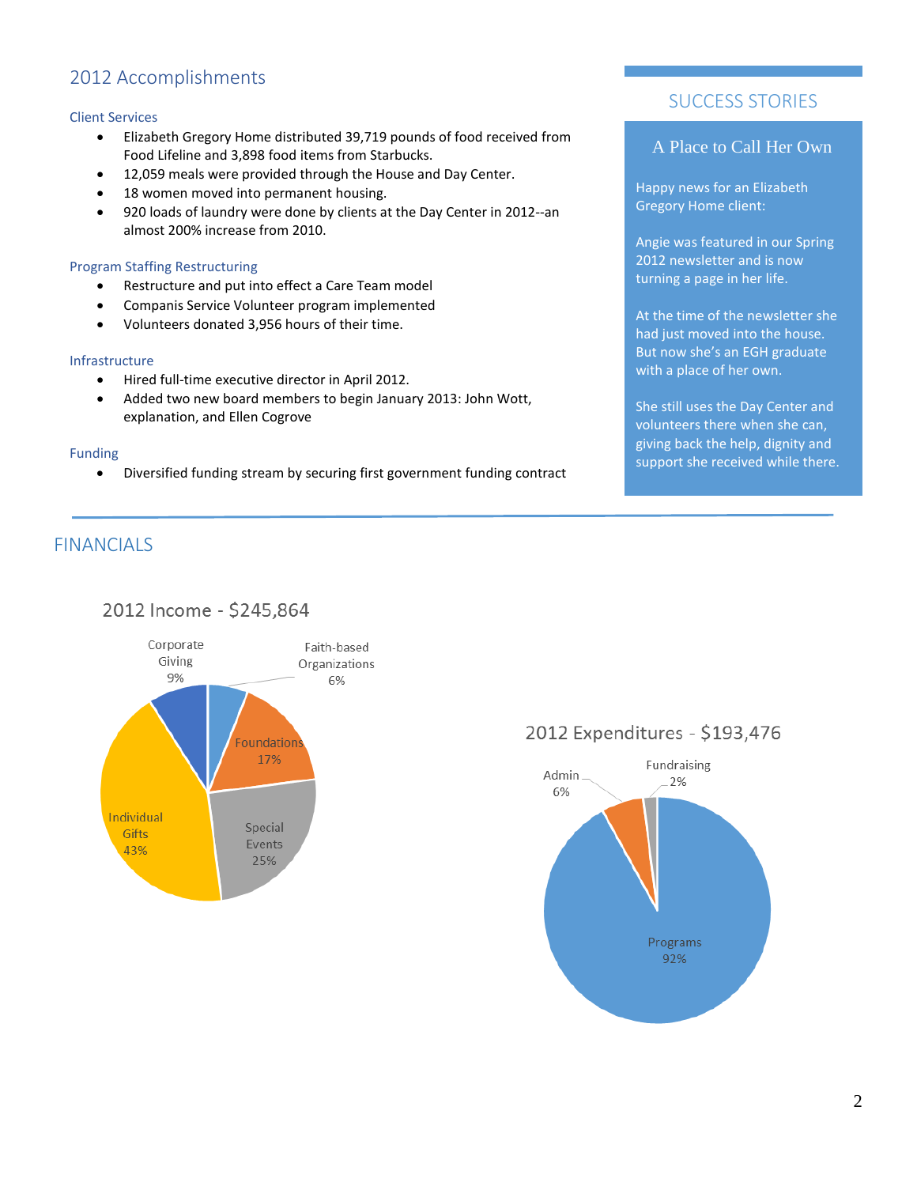## 2012 Accomplishments

### Client Services

- Elizabeth Gregory Home distributed 39,719 pounds of food received from Food Lifeline and 3,898 food items from Starbucks.
- 12,059 meals were provided through the House and Day Center.
- 18 women moved into permanent housing.
- 920 loads of laundry were done by clients at the Day Center in 2012--an almost 200% increase from 2010.

### Program Staffing Restructuring

- Restructure and put into effect a Care Team model
- Companis Service Volunteer program implemented
- Volunteers donated 3,956 hours of their time.

### Infrastructure

- Hired full-time executive director in April 2012.
- Added two new board members to begin January 2013: John Wott, explanation, and Ellen Cogrove

### Funding

- Diversified funding stream by securing first government funding contract

## SUCCESS STORIES

### A Place to Call Her Own

Happy news for an Elizabeth Gregory Home client:

Angie was featured in our Spring 2012 newsletter and is now turning a page in her life.

At the time of the newsletter she had just moved into the house. But now she's an EGH graduate with a place of her own.

She still uses the Day Center and volunteers there when she can, giving back the help, dignity and support she received while there.

## FINANCIALS

### 2012 Income - $245,864

| Source | Percent |
| --- | --- |
| Individual Gifts | 43% |
| Special Events | 25% |
| Foundations | 17% |
| Corporate Giving | 9% |
| Faith-based Organizations | 6% |

### 2012 Expenditures - $193,476

| Category | Percent |
| --- | --- |
| Programs | 92% |
| Admin | 6% |
| Fundraising | 2% |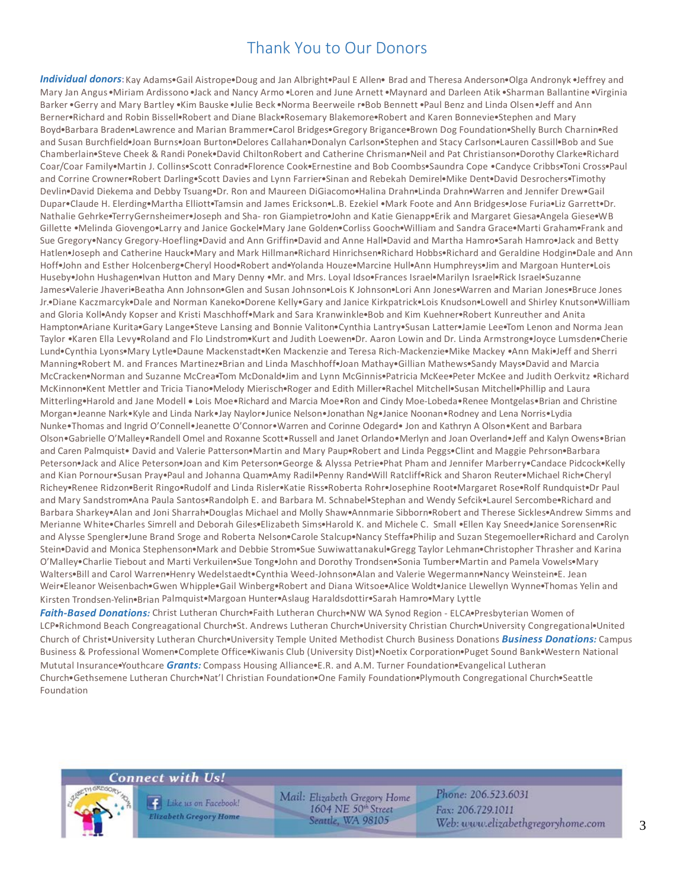# Thank You to Our Donors

***Individual donors***: Kay Adams•Gail Aistrope•Doug and Jan Albright•Paul E Allen• Brad and Theresa Anderson•Olga Andronyk •Jeffrey and Mary Jan Angus •Miriam Ardissono •Jack and Nancy Armo •Loren and June Arnett •Maynard and Darleen Atik •Sharman Ballantine •Virginia Barker •Gerry and Mary Bartley •Kim Bauske •Julie Beck •Norma Beerweile r•Bob Bennett •Paul Benz and Linda Olsen •Jeff and Ann Berner•Richard and Robin Bissell•Robert and Diane Black•Rosemary Blakemore•Robert and Karen Bonnevie•Stephen and Mary Boyd•Barbara Braden•Lawrence and Marian Brammer•Carol Bridges•Gregory Brigance•Brown Dog Foundation•Shelly Burch Charnin•Red and Susan Burchfield•Joan Burns•Joan Burton•Delores Callahan•Donalyn Carlson•Stephen and Stacy Carlson•Lauren Cassill•Bob and Sue Chamberlain•Steve Cheek & Randi Ponek•David ChiltonRobert and Catherine Chrisman•Neil and Pat Christianson•Dorothy Clarke•Richard Coar/Coar Family•Martin J. Collins•Scott Conrad•Florence Cook•Ernestine and Bob Coombs•Saundra Cope •Candyce Cribbs•Toni Cross•Paul and Corrine Crowner•Robert Darling•Scott Davies and Lynn Farrier•Sinan and Rebekah Demirel•Mike Dent•David Desrochers•Timothy Devlin•David Diekema and Debby Tsuang•Dr. Ron and Maureen DiGiacomo•Halina Drahn•Linda Drahn•Warren and Jennifer Drew•Gail Dupar•Claude H. Elerding•Martha Elliott•Tamsin and James Erickson•L.B. Ezekiel •Mark Foote and Ann Bridges•Jose Furia•Liz Garrett•Dr. Nathalie Gehrke•TerryGernsheimer•Joseph and Sha- ron Giampietro•John and Katie Gienapp•Erik and Margaret Giesa•Angela Giese•WB Gillette •Melinda Giovengo•Larry and Janice Gockel•Mary Jane Golden•Corliss Gooch•William and Sandra Grace•Marti Graham•Frank and Sue Gregory•Nancy Gregory-Hoefling•David and Ann Griffin•David and Anne Hall•David and Martha Hamro•Sarah Hamro•Jack and Betty Hatlen•Joseph and Catherine Hauck•Mary and Mark Hillman•Richard Hinrichsen•Richard Hobbs•Richard and Geraldine Hodgin•Dale and Ann Hoff•John and Esther Holcenberg•Cheryl Hood•Robert and•Yolanda Houze•Marcine Hull•Ann Humphreys•Jim and Margoan Hunter•Lois Huseby•John Hushagen•Ivan Hutton and Mary Denny •Mr. and Mrs. Loyal Idso•Frances Israel•Marilyn Israel•Rick Israel•Suzanne James•Valerie Jhaveri•Beatha Ann Johnson•Glen and Susan Johnson•Lois K Johnson•Lori Ann Jones•Warren and Marian Jones•Bruce Jones Jr.•Diane Kaczmarcyk•Dale and Norman Kaneko•Dorene Kelly•Gary and Janice Kirkpatrick•Lois Knudson•Lowell and Shirley Knutson•William and Gloria Koll•Andy Kopser and Kristi Maschhoff•Mark and Sara Kranwinkle•Bob and Kim Kuehner•Robert Kunreuther and Anita Hampton•Ariane Kurita•Gary Lange•Steve Lansing and Bonnie Valiton•Cynthia Lantry•Susan Latter•Jamie Lee•Tom Lenon and Norma Jean Taylor •Karen Ella Levy•Roland and Flo Lindstrom•Kurt and Judith Loewen•Dr. Aaron Lowin and Dr. Linda Armstrong•Joyce Lumsden•Cherie Lund•Cynthia Lyons•Mary Lytle•Daune Mackenstadt•Ken Mackenzie and Teresa Rich-Mackenzie•Mike Mackey •Ann Maki•Jeff and Sherri Manning•Robert M. and Frances Martinez•Brian and Linda Maschhoff•Joan Mathay•Gillian Mathews•Sandy Mays•David and Marcia McCracken•Norman and Suzanne McCrea•Tom McDonald•Jim and Lynn McGinnis•Patricia McKee•Peter McKee and Judith Oerkvitz •Richard McKinnon•Kent Mettler and Tricia Tiano•Melody Mierisch•Roger and Edith Miller•Rachel Mitchell•Susan Mitchell•Phillip and Laura Mitterling•Harold and Jane Modell • Lois Moe•Richard and Marcia Moe•Ron and Cindy Moe-Lobeda•Renee Montgelas•Brian and Christine Morgan•Jeanne Nark•Kyle and Linda Nark•Jay Naylor•Junice Nelson•Jonathan Ng•Janice Noonan•Rodney and Lena Norris•Lydia Nunke•Thomas and Ingrid O'Connell•Jeanette O'Connor•Warren and Corinne Odegard• Jon and Kathryn A Olson•Kent and Barbara Olson•Gabrielle O'Malley•Randell Omel and Roxanne Scott•Russell and Janet Orlando•Merlyn and Joan Overland•Jeff and Kalyn Owens•Brian and Caren Palmquist• David and Valerie Patterson•Martin and Mary Paup•Robert and Linda Peggs•Clint and Maggie Pehrson•Barbara Peterson•Jack and Alice Peterson•Joan and Kim Peterson•George & Alyssa Petrie•Phat Pham and Jennifer Marberry•Candace Pidcock•Kelly and Kian Pornour•Susan Pray•Paul and Johanna Quam•Amy Radil•Penny Rand•Will Ratcliff•Rick and Sharon Reuter•Michael Rich•Cheryl Richey•Renee Ridzon•Berit Ringo•Rudolf and Linda Risler•Katie Riss•Roberta Rohr•Josephine Root•Margaret Rose•Rolf Rundquist•Dr Paul and Mary Sandstrom•Ana Paula Santos•Randolph E. and Barbara M. Schnabel•Stephan and Wendy Sefcik•Laurel Sercombe•Richard and Barbara Sharkey•Alan and Joni Sharrah•Douglas Michael and Molly Shaw•Annmarie Sibborn•Robert and Therese Sickles•Andrew Simms and Merianne White•Charles Simrell and Deborah Giles•Elizabeth Sims•Harold K. and Michele C. Small •Ellen Kay Sneed•Janice Sorensen•Ric and Alysse Spengler•June Brand Sroge and Roberta Nelson•Carole Stalcup•Nancy Steffa•Philip and Suzan Stegemoeller•Richard and Carolyn Stein•David and Monica Stephenson•Mark and Debbie Strom•Sue Suwiwattanakul•Gregg Taylor Lehman•Christopher Thrasher and Karina O'Malley•Charlie Tiebout and Marti Verkuilen•Sue Tong•John and Dorothy Trondsen•Sonia Tumber•Martin and Pamela Vowels•Mary Walters•Bill and Carol Warren•Henry Wedelstaedt•Cynthia Weed-Johnson•Alan and Valerie Wegermann•Nancy Weinstein•E. Jean Weir•Eleanor Weisenbach•Gwen Whipple•Gail Winberg•Robert and Diana Witsoe•Alice Woldt•Janice Llewellyn Wynne•Thomas Yelin and Kirsten Trondsen-Yelin•Brian Palmquist•Margoan Hunter•Aslaug Haraldsdottir•Sarah Hamro•Mary Lyttle

***Faith-Based Donations:*** Christ Lutheran Church•Faith Lutheran Church•NW WA Synod Region - ELCA•Presbyterian Women of LCP•Richmond Beach Congreagational Church•St. Andrews Lutheran Church•University Christian Church•University Congregational•United Church of Christ•University Lutheran Church•University Temple United Methodist Church Business Donations ***Business Donations:*** Campus Business & Professional Women•Complete Office•Kiwanis Club (University Dist)•Noetix Corporation•Puget Sound Bank•Western National Mututal Insurance•Youthcare ***Grants:*** Compass Housing Alliance•E.R. and A.M. Turner Foundation•Evangelical Lutheran Church•Gethsemene Lutheran Church•Nat'l Christian Foundation•One Family Foundation•Plymouth Congregational Church•Seattle Foundation

**Connect with Us!**

Like us on Facebook! Elizabeth Gregory Home

Mail: Elizabeth Gregory Home
1604 NE 50th Street
Seattle, WA 98105

Phone: 206.523.6031
Fax: 206.729.1011
Web: www.elizabethgregoryhome.com